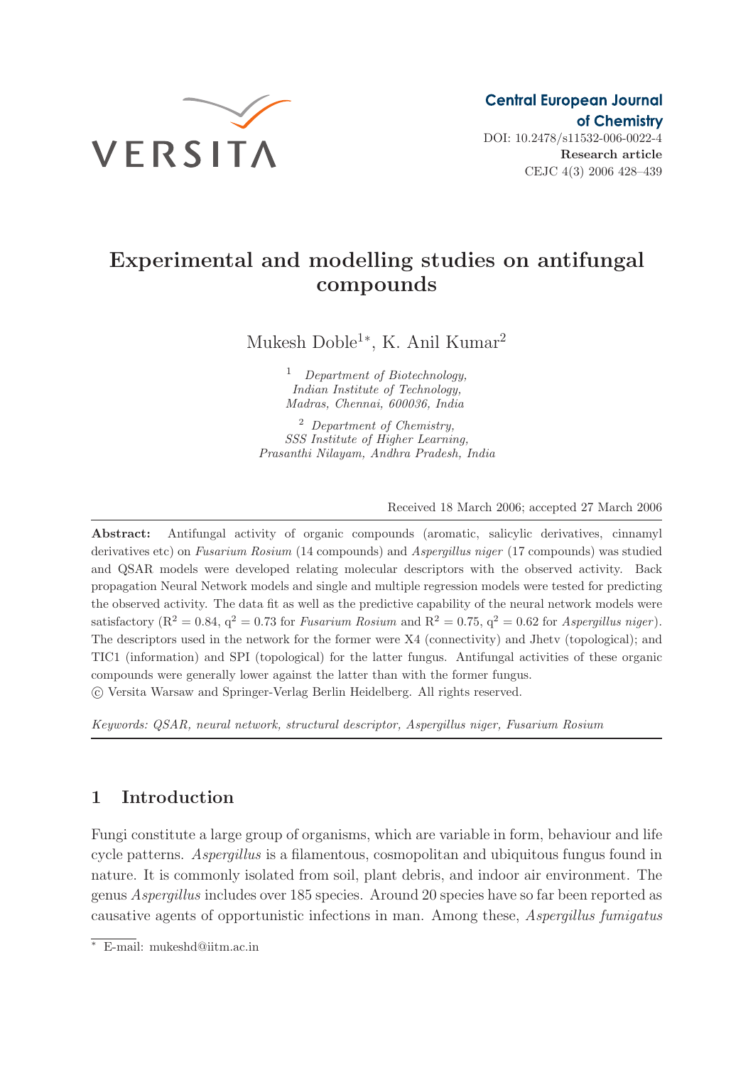Central European Journal of Chemistry

DOI: 10.2478/s11532-006-0022-4

**Research article**

# Experimental and modelling studies on antifungal compounds

Mukesh Doble[1*], K. Anil Kumar[2]

[1] *Department of Biotechnology, Indian Institute of Technology, Madras, Chennai, 600036, India*

[2] *Department of Chemistry, SSS Institute of Higher Learning, Prasanthi Nilayam, Andhra Pradesh, India*

Received 18 March 2006; accepted 27 March 2006

**Abstract:** Antifungal activity of organic compounds (aromatic, salicylic derivatives, cinnamyl derivatives etc) on *Fusarium Rosium* (14 compounds) and *Aspergillus niger* (17 compounds) was studied and QSAR models were developed relating molecular descriptors with the observed activity. Back propagation Neural Network models and single and multiple regression models were tested for predicting the observed activity. The data fit as well as the predictive capability of the neural network models were satisfactory ($R^2 = 0.84$, $q^2 = 0.73$ for *Fusarium Rosium* and $R^2 = 0.75$, $q^2 = 0.62$ for *Aspergillus niger*). The descriptors used in the network for the former were X4 (connectivity) and Jhetv (topological); and TIC1 (information) and SPI (topological) for the latter fungus. Antifungal activities of these organic compounds were generally lower against the latter than with the former fungus.

© Versita Warsaw and Springer-Verlag Berlin Heidelberg. All rights reserved.

*Keywords: QSAR, neural network, structural descriptor, Aspergillus niger, Fusarium Rosium*

## 1 Introduction

Fungi constitute a large group of organisms, which are variable in form, behaviour and life cycle patterns. *Aspergillus* is a filamentous, cosmopolitan and ubiquitous fungus found in nature. It is commonly isolated from soil, plant debris, and indoor air environment. The genus *Aspergillus* includes over 185 species. Around 20 species have so far been reported as causative agents of opportunistic infections in man. Among these, *Aspergillus fumigatus*

---

* E-mail: mukeshd@iitm.ac.in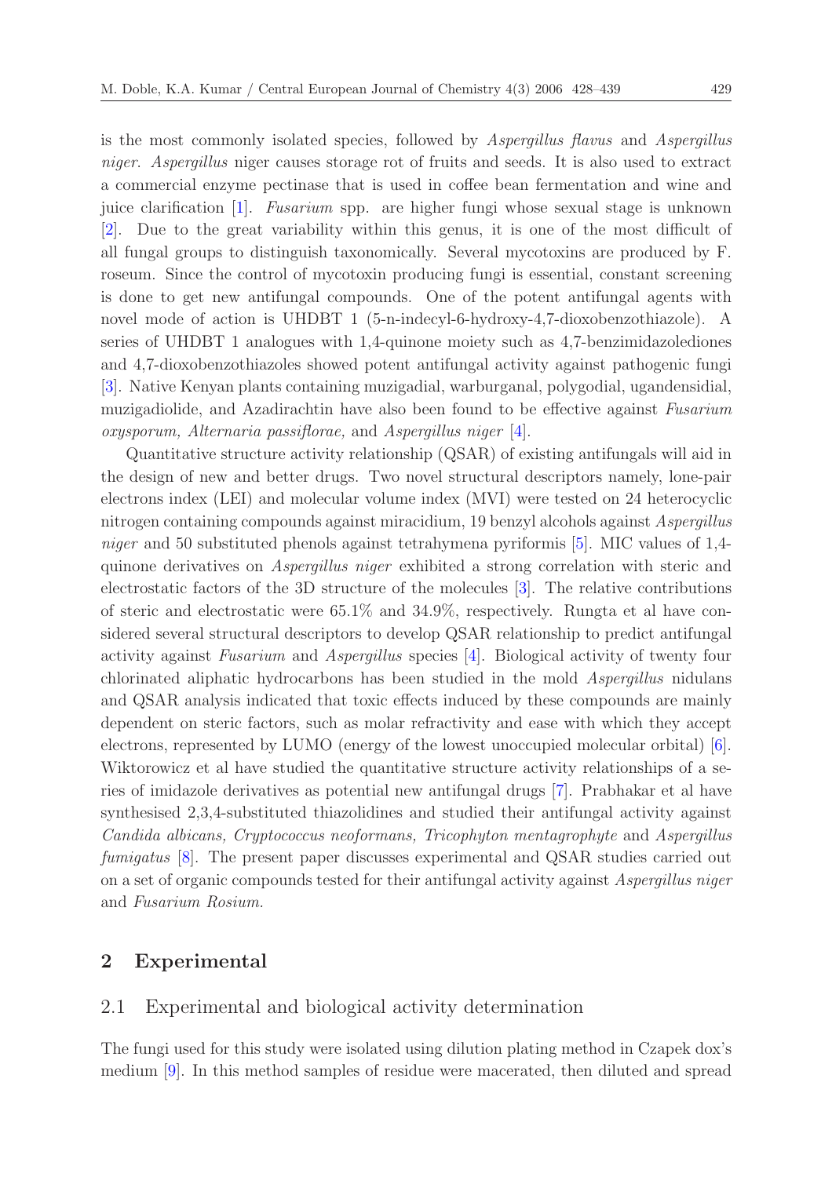is the most commonly isolated species, followed by *Aspergillus flavus* and *Aspergillus niger*. *Aspergillus* niger causes storage rot of fruits and seeds. It is also used to extract a commercial enzyme pectinase that is used in coffee bean fermentation and wine and juice clarification [1]. *Fusarium* spp. are higher fungi whose sexual stage is unknown [2]. Due to the great variability within this genus, it is one of the most difficult of all fungal groups to distinguish taxonomically. Several mycotoxins are produced by F. roseum. Since the control of mycotoxin producing fungi is essential, constant screening is done to get new antifungal compounds. One of the potent antifungal agents with novel mode of action is UHDBT 1 (5-n-indecyl-6-hydroxy-4,7-dioxobenzothiazole). A series of UHDBT 1 analogues with 1,4-quinone moiety such as 4,7-benzimidazolediones and 4,7-dioxobenzothiazoles showed potent antifungal activity against pathogenic fungi [3]. Native Kenyan plants containing muzigadial, warburganal, polygodial, ugandensidial, muzigadiolide, and Azadirachtin have also been found to be effective against *Fusarium oxysporum, Alternaria passiflorae,* and *Aspergillus niger* [4].

Quantitative structure activity relationship (QSAR) of existing antifungals will aid in the design of new and better drugs. Two novel structural descriptors namely, lone-pair electrons index (LEI) and molecular volume index (MVI) were tested on 24 heterocyclic nitrogen containing compounds against miracidium, 19 benzyl alcohols against *Aspergillus niger* and 50 substituted phenols against tetrahymena pyriformis [5]. MIC values of 1,4-quinone derivatives on *Aspergillus niger* exhibited a strong correlation with steric and electrostatic factors of the 3D structure of the molecules [3]. The relative contributions of steric and electrostatic were 65.1% and 34.9%, respectively. Rungta et al have considered several structural descriptors to develop QSAR relationship to predict antifungal activity against *Fusarium* and *Aspergillus* species [4]. Biological activity of twenty four chlorinated aliphatic hydrocarbons has been studied in the mold *Aspergillus* nidulans and QSAR analysis indicated that toxic effects induced by these compounds are mainly dependent on steric factors, such as molar refractivity and ease with which they accept electrons, represented by LUMO (energy of the lowest unoccupied molecular orbital) [6]. Wiktorowicz et al have studied the quantitative structure activity relationships of a series of imidazole derivatives as potential new antifungal drugs [7]. Prabhakar et al have synthesised 2,3,4-substituted thiazolidines and studied their antifungal activity against *Candida albicans, Cryptococcus neoformans, Tricophyton mentagrophyte* and *Aspergillus fumigatus* [8]. The present paper discusses experimental and QSAR studies carried out on a set of organic compounds tested for their antifungal activity against *Aspergillus niger* and *Fusarium Rosium.*

## 2 Experimental

### 2.1 Experimental and biological activity determination

The fungi used for this study were isolated using dilution plating method in Czapek dox's medium [9]. In this method samples of residue were macerated, then diluted and spread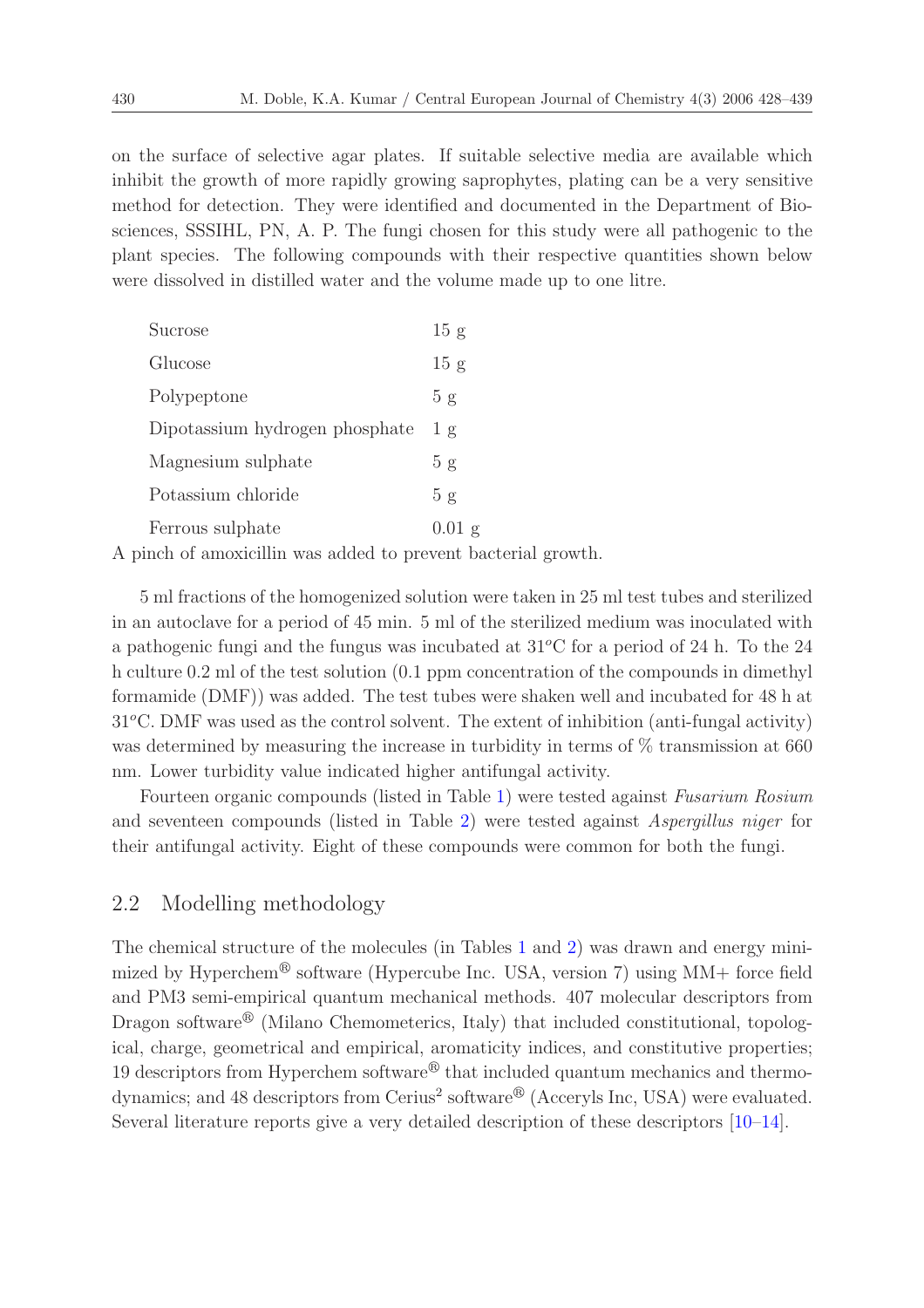on the surface of selective agar plates. If suitable selective media are available which inhibit the growth of more rapidly growing saprophytes, plating can be a very sensitive method for detection. They were identified and documented in the Department of Biosciences, SSSIHL, PN, A. P. The fungi chosen for this study were all pathogenic to the plant species. The following compounds with their respective quantities shown below were dissolved in distilled water and the volume made up to one litre.

| | |
|---|---|
| Sucrose | 15 g |
| Glucose | 15 g |
| Polypeptone | 5 g |
| Dipotassium hydrogen phosphate | 1 g |
| Magnesium sulphate | 5 g |
| Potassium chloride | 5 g |
| Ferrous sulphate | 0.01 g |

A pinch of amoxicillin was added to prevent bacterial growth.

5 ml fractions of the homogenized solution were taken in 25 ml test tubes and sterilized in an autoclave for a period of 45 min. 5 ml of the sterilized medium was inoculated with a pathogenic fungi and the fungus was incubated at 31$^o$C for a period of 24 h. To the 24 h culture 0.2 ml of the test solution (0.1 ppm concentration of the compounds in dimethyl formamide (DMF)) was added. The test tubes were shaken well and incubated for 48 h at 31$^o$C. DMF was used as the control solvent. The extent of inhibition (anti-fungal activity) was determined by measuring the increase in turbidity in terms of % transmission at 660 nm. Lower turbidity value indicated higher antifungal activity.

Fourteen organic compounds (listed in Table 1) were tested against *Fusarium Rosium* and seventeen compounds (listed in Table 2) were tested against *Aspergillus niger* for their antifungal activity. Eight of these compounds were common for both the fungi.

## 2.2 Modelling methodology

The chemical structure of the molecules (in Tables 1 and 2) was drawn and energy minimized by Hyperchem® software (Hypercube Inc. USA, version 7) using MM+ force field and PM3 semi-empirical quantum mechanical methods. 407 molecular descriptors from Dragon software® (Milano Chemometerics, Italy) that included constitutional, topological, charge, geometrical and empirical, aromaticity indices, and constitutive properties; 19 descriptors from Hyperchem software® that included quantum mechanics and thermodynamics; and 48 descriptors from Cerius$^2$ software® (Acceryls Inc, USA) were evaluated. Several literature reports give a very detailed description of these descriptors [10–14].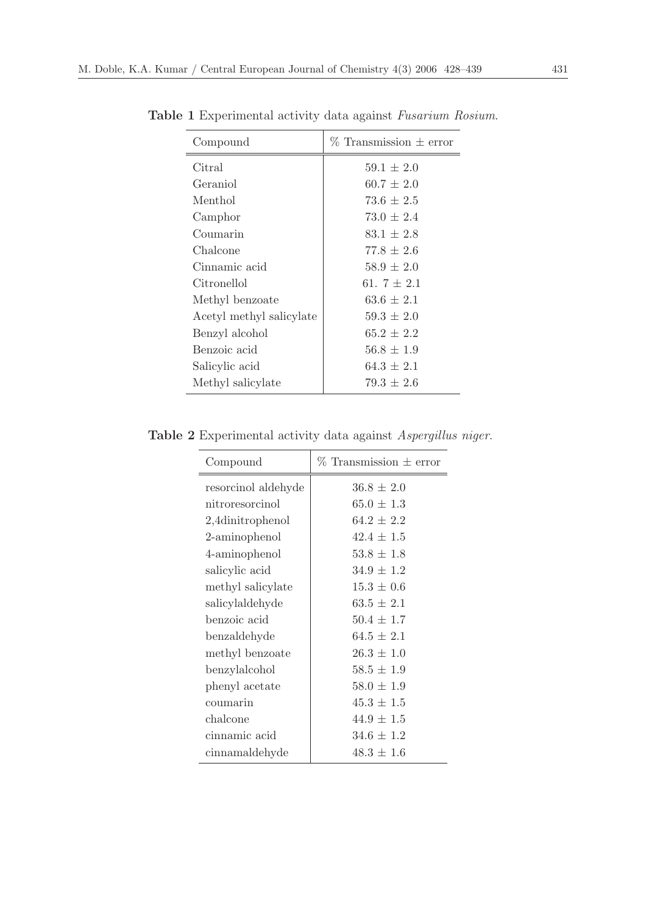**Table 1** Experimental activity data against *Fusarium Rosium.*

| Compound | % Transmission ± error |
|---|---|
| Citral | 59.1 ± 2.0 |
| Geraniol | 60.7 ± 2.0 |
| Menthol | 73.6 ± 2.5 |
| Camphor | 73.0 ± 2.4 |
| Coumarin | 83.1 ± 2.8 |
| Chalcone | 77.8 ± 2.6 |
| Cinnamic acid | 58.9 ± 2.0 |
| Citronellol | 61. 7 ± 2.1 |
| Methyl benzoate | 63.6 ± 2.1 |
| Acetyl methyl salicylate | 59.3 ± 2.0 |
| Benzyl alcohol | 65.2 ± 2.2 |
| Benzoic acid | 56.8 ± 1.9 |
| Salicylic acid | 64.3 ± 2.1 |
| Methyl salicylate | 79.3 ± 2.6 |

**Table 2** Experimental activity data against *Aspergillus niger.*

| Compound | % Transmission ± error |
|---|---|
| resorcinol aldehyde | 36.8 ± 2.0 |
| nitroresorcinol | 65.0 ± 1.3 |
| 2,4dinitrophenol | 64.2 ± 2.2 |
| 2-aminophenol | 42.4 ± 1.5 |
| 4-aminophenol | 53.8 ± 1.8 |
| salicylic acid | 34.9 ± 1.2 |
| methyl salicylate | 15.3 ± 0.6 |
| salicylaldehyde | 63.5 ± 2.1 |
| benzoic acid | 50.4 ± 1.7 |
| benzaldehyde | 64.5 ± 2.1 |
| methyl benzoate | 26.3 ± 1.0 |
| benzylalcohol | 58.5 ± 1.9 |
| phenyl acetate | 58.0 ± 1.9 |
| coumarin | 45.3 ± 1.5 |
| chalcone | 44.9 ± 1.5 |
| cinnamic acid | 34.6 ± 1.2 |
| cinnamaldehyde | 48.3 ± 1.6 |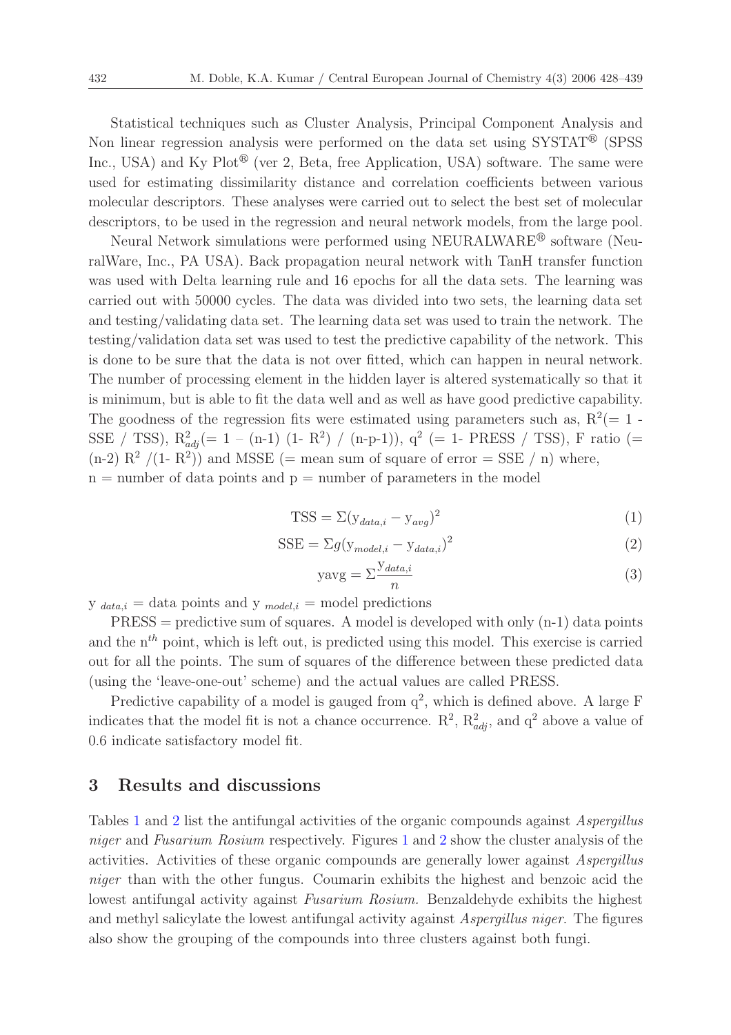Statistical techniques such as Cluster Analysis, Principal Component Analysis and Non linear regression analysis were performed on the data set using SYSTAT® (SPSS Inc., USA) and Ky Plot® (ver 2, Beta, free Application, USA) software. The same were used for estimating dissimilarity distance and correlation coefficients between various molecular descriptors. These analyses were carried out to select the best set of molecular descriptors, to be used in the regression and neural network models, from the large pool.

Neural Network simulations were performed using NEURALWARE® software (NeuralWare, Inc., PA USA). Back propagation neural network with TanH transfer function was used with Delta learning rule and 16 epochs for all the data sets. The learning was carried out with 50000 cycles. The data was divided into two sets, the learning data set and testing/validating data set. The learning data set was used to train the network. The testing/validation data set was used to test the predictive capability of the network. This is done to be sure that the data is not over fitted, which can happen in neural network. The number of processing element in the hidden layer is altered systematically so that it is minimum, but is able to fit the data well and as well as have good predictive capability. The goodness of the regression fits were estimated using parameters such as, $R^2$(= 1 - SSE / TSS), $R^2_{adj}$(= 1 – (n-1) (1- $R^2$) / (n-p-1)), $q^2$ (= 1- PRESS / TSS), F ratio (= (n-2) $R^2$ /(1- $R^2$)) and MSSE (= mean sum of square of error = SSE / n) where, n = number of data points and p = number of parameters in the model

$$\text{TSS} = \Sigma(y_{data,i} - y_{avg})^2 \tag{1}$$

$$\text{SSE} = \Sigma g(y_{model,i} - y_{data,i})^2 \tag{2}$$

$$\text{yavg} = \Sigma\frac{y_{data,i}}{n} \tag{3}$$

$y_{data,i}$ = data points and $y_{model,i}$ = model predictions

PRESS = predictive sum of squares. A model is developed with only (n-1) data points and the $n^{th}$ point, which is left out, is predicted using this model. This exercise is carried out for all the points. The sum of squares of the difference between these predicted data (using the 'leave-one-out' scheme) and the actual values are called PRESS.

Predictive capability of a model is gauged from $q^2$, which is defined above. A large F indicates that the model fit is not a chance occurrence. $R^2$, $R^2_{adj}$, and $q^2$ above a value of 0.6 indicate satisfactory model fit.

## 3 Results and discussions

Tables 1 and 2 list the antifungal activities of the organic compounds against *Aspergillus niger* and *Fusarium Rosium* respectively. Figures 1 and 2 show the cluster analysis of the activities. Activities of these organic compounds are generally lower against *Aspergillus niger* than with the other fungus. Coumarin exhibits the highest and benzoic acid the lowest antifungal activity against *Fusarium Rosium.* Benzaldehyde exhibits the highest and methyl salicylate the lowest antifungal activity against *Aspergillus niger*. The figures also show the grouping of the compounds into three clusters against both fungi.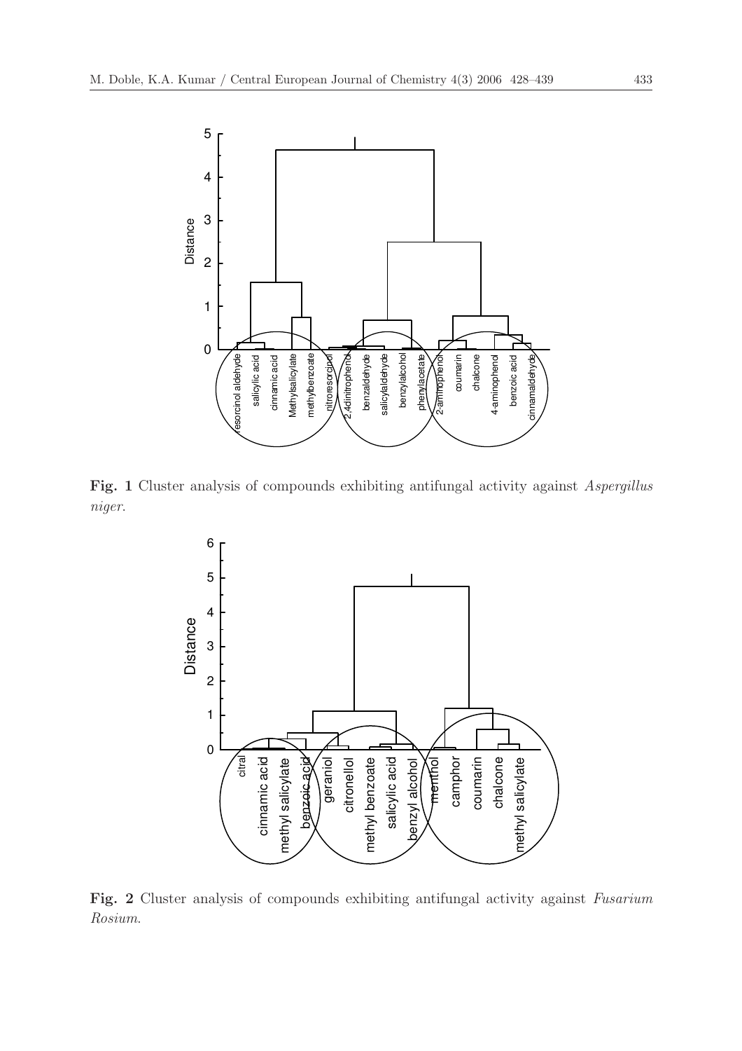**Fig. 1** Cluster analysis of compounds exhibiting antifungal activity against *Aspergillus niger*.

**Fig. 2** Cluster analysis of compounds exhibiting antifungal activity against *Fusarium Rosium*.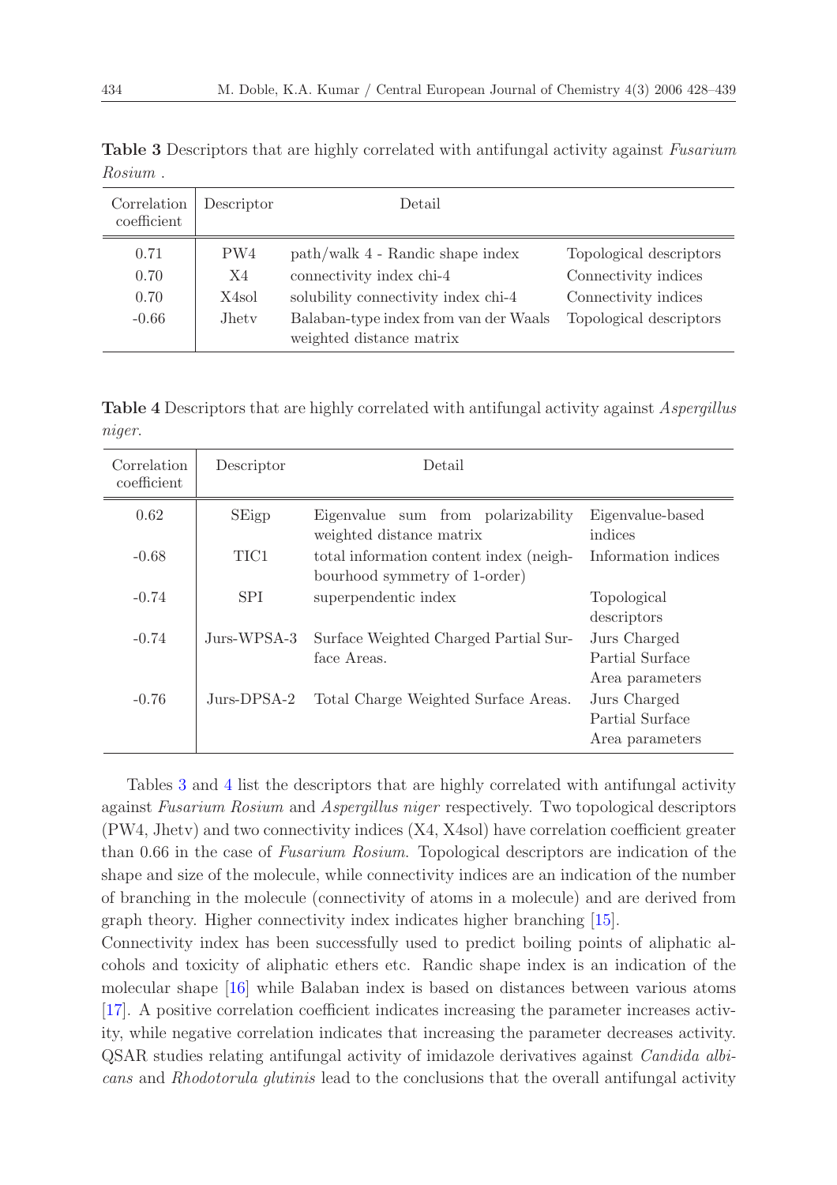**Table 3** Descriptors that are highly correlated with antifungal activity against *Fusarium Rosium* .

| Correlation coefficient | Descriptor | Detail | |
|---|---|---|---|
| 0.71 | PW4 | path/walk 4 - Randic shape index | Topological descriptors |
| 0.70 | X4 | connectivity index chi-4 | Connectivity indices |
| 0.70 | X4sol | solubility connectivity index chi-4 | Connectivity indices |
| -0.66 | Jhetv | Balaban-type index from van der Waals weighted distance matrix | Topological descriptors |

**Table 4** Descriptors that are highly correlated with antifungal activity against *Aspergillus niger*.

| Correlation coefficient | Descriptor | Detail | |
|---|---|---|---|
| 0.62 | SEigp | Eigenvalue sum from polarizability weighted distance matrix | Eigenvalue-based indices |
| -0.68 | TIC1 | total information content index (neighbourhood symmetry of 1-order) | Information indices |
| -0.74 | SPI | superpendentic index | Topological descriptors |
| -0.74 | Jurs-WPSA-3 | Surface Weighted Charged Partial Surface Areas. | Jurs Charged Partial Surface Area parameters |
| -0.76 | Jurs-DPSA-2 | Total Charge Weighted Surface Areas. | Jurs Charged Partial Surface Area parameters |

Tables 3 and 4 list the descriptors that are highly correlated with antifungal activity against *Fusarium Rosium* and *Aspergillus niger* respectively. Two topological descriptors (PW4, Jhetv) and two connectivity indices (X4, X4sol) have correlation coefficient greater than 0.66 in the case of *Fusarium Rosium*. Topological descriptors are indication of the shape and size of the molecule, while connectivity indices are an indication of the number of branching in the molecule (connectivity of atoms in a molecule) and are derived from graph theory. Higher connectivity index indicates higher branching [15].

Connectivity index has been successfully used to predict boiling points of aliphatic alcohols and toxicity of aliphatic ethers etc. Randic shape index is an indication of the molecular shape [16] while Balaban index is based on distances between various atoms [17]. A positive correlation coefficient indicates increasing the parameter increases activity, while negative correlation indicates that increasing the parameter decreases activity. QSAR studies relating antifungal activity of imidazole derivatives against *Candida albicans* and *Rhodotorula glutinis* lead to the conclusions that the overall antifungal activity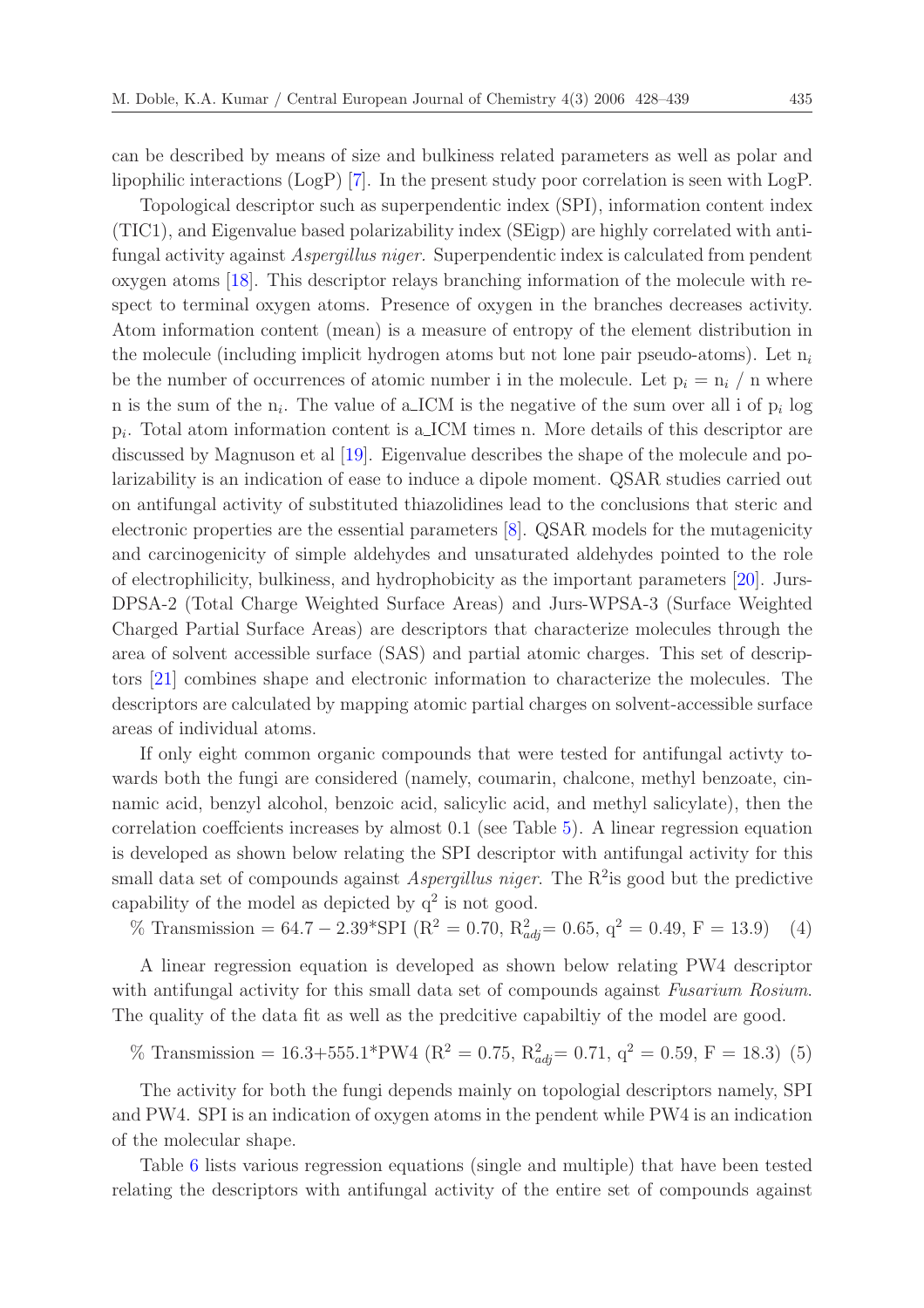can be described by means of size and bulkiness related parameters as well as polar and lipophilic interactions (LogP) [7]. In the present study poor correlation is seen with LogP.

Topological descriptor such as superpendentic index (SPI), information content index (TIC1), and Eigenvalue based polarizability index (SEigp) are highly correlated with antifungal activity against *Aspergillus niger*. Superpendentic index is calculated from pendent oxygen atoms [18]. This descriptor relays branching information of the molecule with respect to terminal oxygen atoms. Presence of oxygen in the branches decreases activity. Atom information content (mean) is a measure of entropy of the element distribution in the molecule (including implicit hydrogen atoms but not lone pair pseudo-atoms). Let $n_i$ be the number of occurrences of atomic number i in the molecule. Let $p_i = n_i / n$ where n is the sum of the $n_i$. The value of a_ICM is the negative of the sum over all i of $p_i \log p_i$. Total atom information content is a_ICM times n. More details of this descriptor are discussed by Magnuson et al [19]. Eigenvalue describes the shape of the molecule and polarizability is an indication of ease to induce a dipole moment. QSAR studies carried out on antifungal activity of substituted thiazolidines lead to the conclusions that steric and electronic properties are the essential parameters [8]. QSAR models for the mutagenicity and carcinogenicity of simple aldehydes and unsaturated aldehydes pointed to the role of electrophilicity, bulkiness, and hydrophobicity as the important parameters [20]. Jurs-DPSA-2 (Total Charge Weighted Surface Areas) and Jurs-WPSA-3 (Surface Weighted Charged Partial Surface Areas) are descriptors that characterize molecules through the area of solvent accessible surface (SAS) and partial atomic charges. This set of descriptors [21] combines shape and electronic information to characterize the molecules. The descriptors are calculated by mapping atomic partial charges on solvent-accessible surface areas of individual atoms.

If only eight common organic compounds that were tested for antifungal activty towards both the fungi are considered (namely, coumarin, chalcone, methyl benzoate, cinnamic acid, benzyl alcohol, benzoic acid, salicylic acid, and methyl salicylate), then the correlation coeffcients increases by almost 0.1 (see Table 5). A linear regression equation is developed as shown below relating the SPI descriptor with antifungal activity for this small data set of compounds against *Aspergillus niger*. The $R^2$is good but the predictive capability of the model as depicted by $q^2$ is not good.

$$\% \text{ Transmission} = 64.7 - 2.39{*}\text{SPI} \; (R^2 = 0.70,\ R^2_{adj} = 0.65,\ q^2 = 0.49,\ F = 13.9) \quad (4)$$

A linear regression equation is developed as shown below relating PW4 descriptor with antifungal activity for this small data set of compounds against *Fusarium Rosium*. The quality of the data fit as well as the predcitive capabiltiy of the model are good.

$$\% \text{ Transmission} = 16.3 + 555.1{*}\text{PW4} \; (R^2 = 0.75,\ R^2_{adj} = 0.71,\ q^2 = 0.59,\ F = 18.3) \quad (5)$$

The activity for both the fungi depends mainly on topologial descriptors namely, SPI and PW4. SPI is an indication of oxygen atoms in the pendent while PW4 is an indication of the molecular shape.

Table 6 lists various regression equations (single and multiple) that have been tested relating the descriptors with antifungal activity of the entire set of compounds against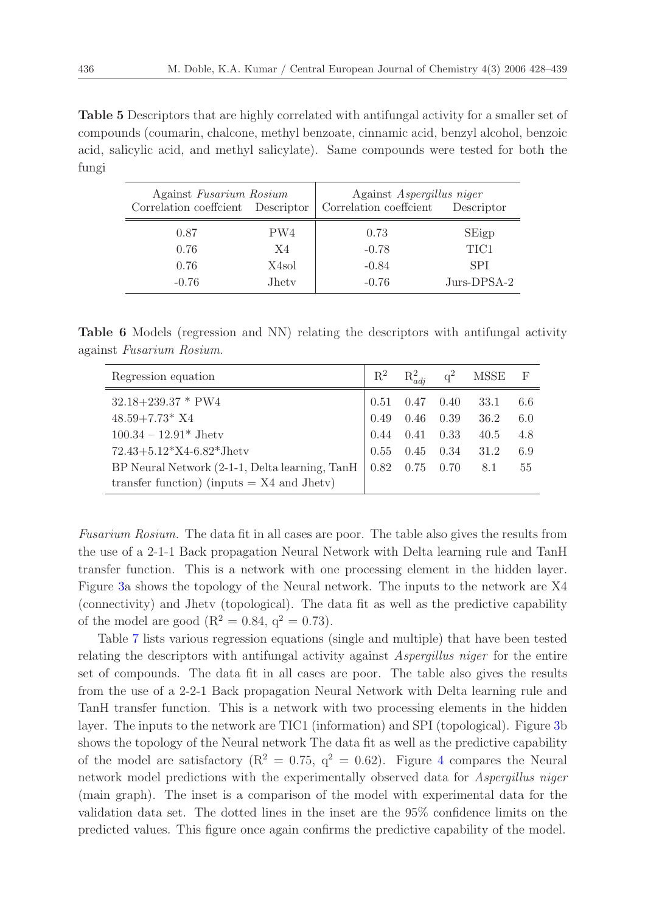**Table 5** Descriptors that are highly correlated with antifungal activity for a smaller set of compounds (coumarin, chalcone, methyl benzoate, cinnamic acid, benzyl alcohol, benzoic acid, salicylic acid, and methyl salicylate). Same compounds were tested for both the fungi

| Against *Fusarium Rosium* | | Against *Aspergillus niger* | |
|---|---|---|---|
| Correlation coeffcient | Descriptor | Correlation coeffcient | Descriptor |
| 0.87 | PW4 | 0.73 | SEigp |
| 0.76 | X4 | -0.78 | TIC1 |
| 0.76 | X4sol | -0.84 | SPI |
| -0.76 | Jhetv | -0.76 | Jurs-DPSA-2 |

**Table 6** Models (regression and NN) relating the descriptors with antifungal activity against *Fusarium Rosium*.

| Regression equation | $R^2$ | $R^2_{adj}$ | $q^2$ | MSSE | F |
|---|---|---|---|---|---|
| 32.18+239.37 * PW4 | 0.51 | 0.47 | 0.40 | 33.1 | 6.6 |
| 48.59+7.73* X4 | 0.49 | 0.46 | 0.39 | 36.2 | 6.0 |
| 100.34 – 12.91* Jhetv | 0.44 | 0.41 | 0.33 | 40.5 | 4.8 |
| 72.43+5.12*X4-6.82*Jhetv | 0.55 | 0.45 | 0.34 | 31.2 | 6.9 |
| BP Neural Network (2-1-1, Delta learning, TanH transfer function) (inputs = X4 and Jhetv) | 0.82 | 0.75 | 0.70 | 8.1 | 55 |

*Fusarium Rosium*. The data fit in all cases are poor. The table also gives the results from the use of a 2-1-1 Back propagation Neural Network with Delta learning rule and TanH transfer function. This is a network with one processing element in the hidden layer. Figure 3a shows the topology of the Neural network. The inputs to the network are X4 (connectivity) and Jhetv (topological). The data fit as well as the predictive capability of the model are good ($R^2 = 0.84$, $q^2 = 0.73$).

Table 7 lists various regression equations (single and multiple) that have been tested relating the descriptors with antifungal activity against *Aspergillus niger* for the entire set of compounds. The data fit in all cases are poor. The table also gives the results from the use of a 2-2-1 Back propagation Neural Network with Delta learning rule and TanH transfer function. This is a network with two processing elements in the hidden layer. The inputs to the network are TIC1 (information) and SPI (topological). Figure 3b shows the topology of the Neural network The data fit as well as the predictive capability of the model are satisfactory ($R^2 = 0.75$, $q^2 = 0.62$). Figure 4 compares the Neural network model predictions with the experimentally observed data for *Aspergillus niger* (main graph). The inset is a comparison of the model with experimental data for the validation data set. The dotted lines in the inset are the 95% confidence limits on the predicted values. This figure once again confirms the predictive capability of the model.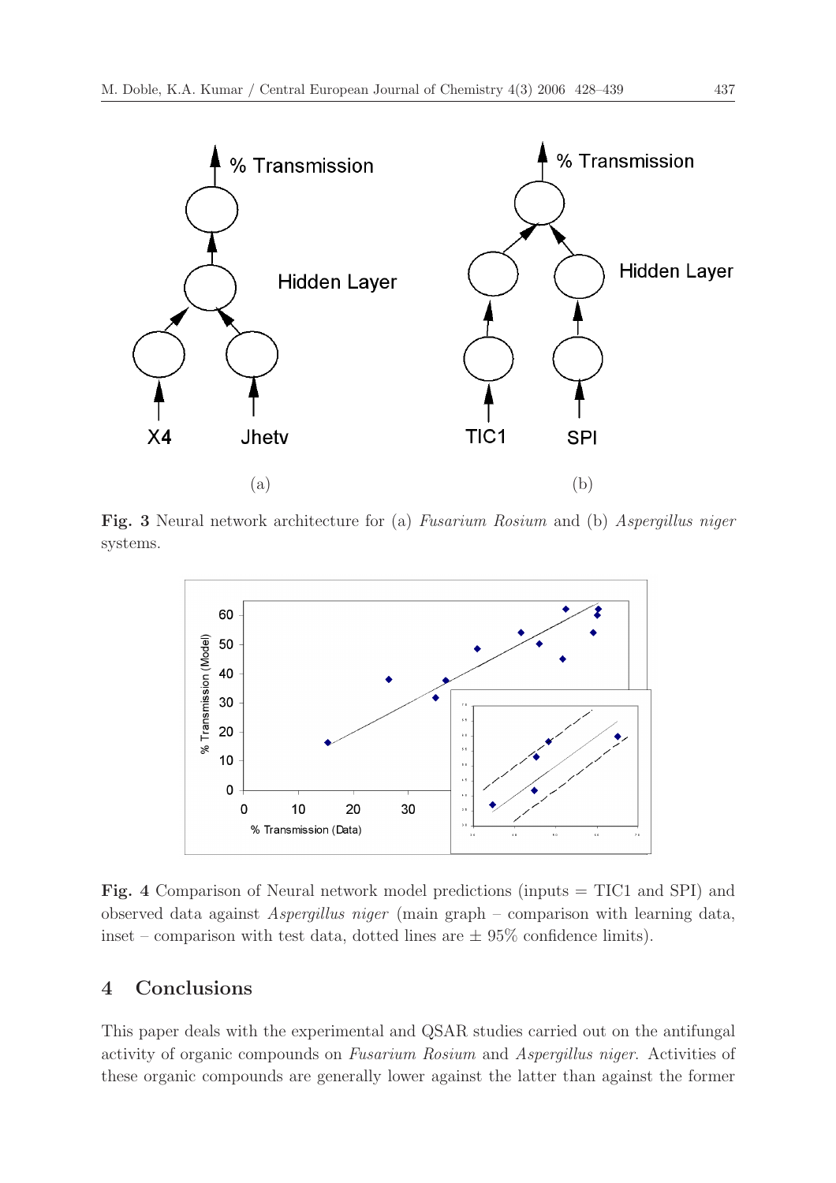**Fig. 3** Neural network architecture for (a) *Fusarium Rosium* and (b) *Aspergillus niger* systems.

**Fig. 4** Comparison of Neural network model predictions (inputs = TIC1 and SPI) and observed data against *Aspergillus niger* (main graph – comparison with learning data, inset – comparison with test data, dotted lines are ± 95% confidence limits).

## 4 Conclusions

This paper deals with the experimental and QSAR studies carried out on the antifungal activity of organic compounds on *Fusarium Rosium* and *Aspergillus niger*. Activities of these organic compounds are generally lower against the latter than against the former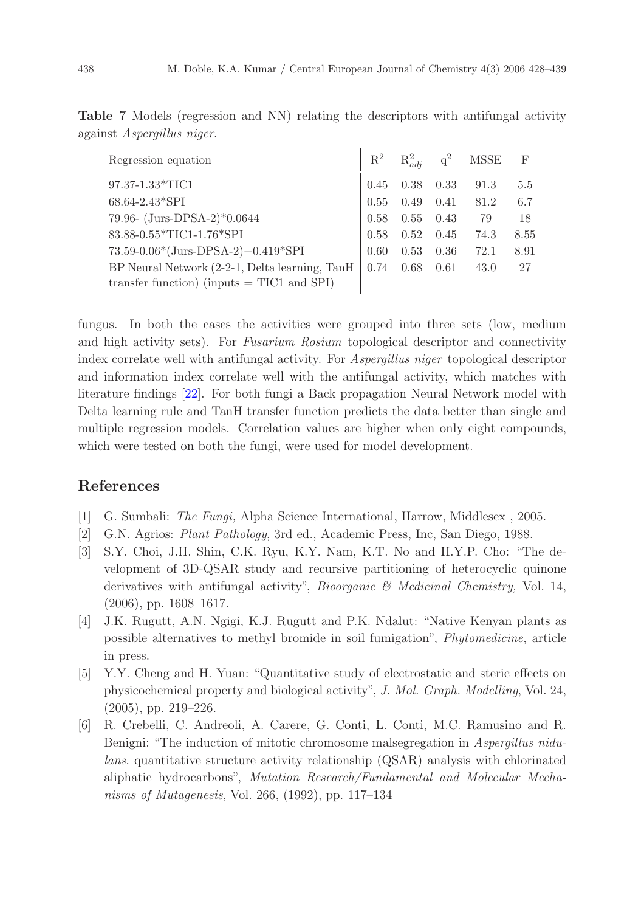**Table 7** Models (regression and NN) relating the descriptors with antifungal activity against *Aspergillus niger*.

| Regression equation | $R^2$ | $R^2_{adj}$ | $q^2$ | MSSE | F |
|---|---|---|---|---|---|
| 97.37-1.33*TIC1 | 0.45 | 0.38 | 0.33 | 91.3 | 5.5 |
| 68.64-2.43*SPI | 0.55 | 0.49 | 0.41 | 81.2 | 6.7 |
| 79.96- (Jurs-DPSA-2)*0.0644 | 0.58 | 0.55 | 0.43 | 79 | 18 |
| 83.88-0.55*TIC1-1.76*SPI | 0.58 | 0.52 | 0.45 | 74.3 | 8.55 |
| 73.59-0.06*(Jurs-DPSA-2)+0.419*SPI | 0.60 | 0.53 | 0.36 | 72.1 | 8.91 |
| BP Neural Network (2-2-1, Delta learning, TanH transfer function) (inputs = TIC1 and SPI) | 0.74 | 0.68 | 0.61 | 43.0 | 27 |

fungus. In both the cases the activities were grouped into three sets (low, medium and high activity sets). For *Fusarium Rosium* topological descriptor and connectivity index correlate well with antifungal activity. For *Aspergillus niger* topological descriptor and information index correlate well with the antifungal activity, which matches with literature findings [22]. For both fungi a Back propagation Neural Network model with Delta learning rule and TanH transfer function predicts the data better than single and multiple regression models. Correlation values are higher when only eight compounds, which were tested on both the fungi, were used for model development.

## References

[1] G. Sumbali: *The Fungi,* Alpha Science International, Harrow, Middlesex , 2005.

[2] G.N. Agrios: *Plant Pathology*, 3rd ed., Academic Press, Inc, San Diego, 1988.

[3] S.Y. Choi, J.H. Shin, C.K. Ryu, K.Y. Nam, K.T. No and H.Y.P. Cho: "The development of 3D-QSAR study and recursive partitioning of heterocyclic quinone derivatives with antifungal activity", *Bioorganic & Medicinal Chemistry,* Vol. 14, (2006), pp. 1608–1617.

[4] J.K. Rugutt, A.N. Ngigi, K.J. Rugutt and P.K. Ndalut: "Native Kenyan plants as possible alternatives to methyl bromide in soil fumigation", *Phytomedicine*, article in press.

[5] Y.Y. Cheng and H. Yuan: "Quantitative study of electrostatic and steric effects on physicochemical property and biological activity", *J. Mol. Graph. Modelling*, Vol. 24, (2005), pp. 219–226.

[6] R. Crebelli, C. Andreoli, A. Carere, G. Conti, L. Conti, M.C. Ramusino and R. Benigni: "The induction of mitotic chromosome malsegregation in *Aspergillus nidulans*. quantitative structure activity relationship (QSAR) analysis with chlorinated aliphatic hydrocarbons", *Mutation Research/Fundamental and Molecular Mechanisms of Mutagenesis*, Vol. 266, (1992), pp. 117–134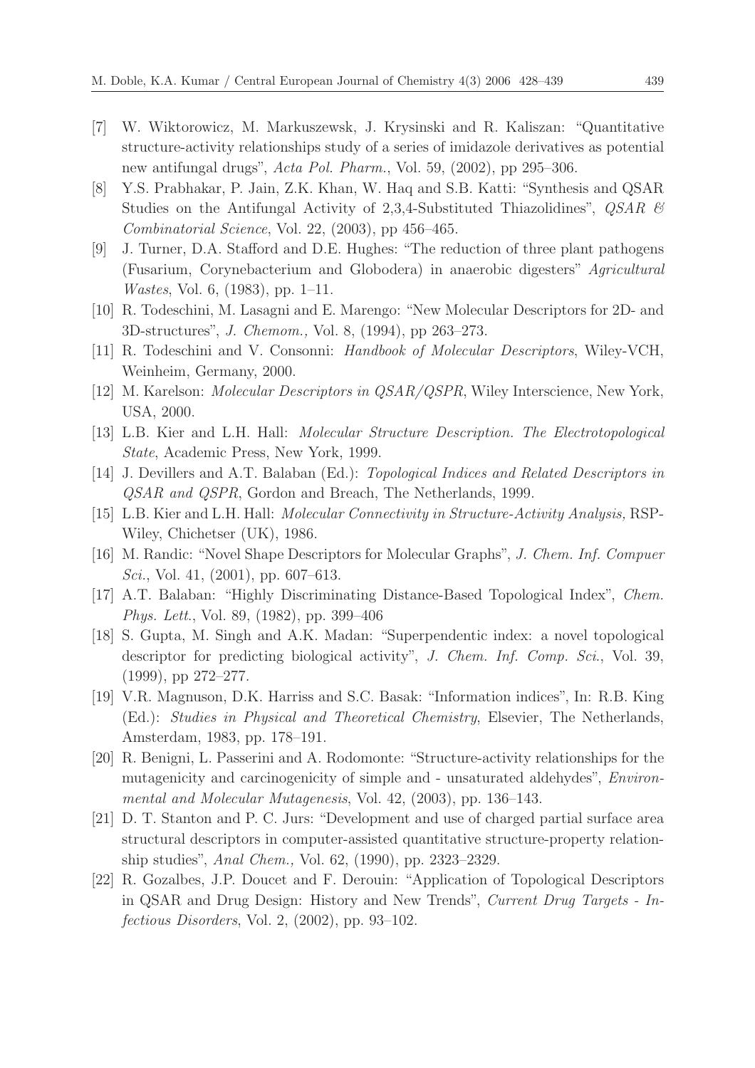[7] W. Wiktorowicz, M. Markuszewsk, J. Krysinski and R. Kaliszan: "Quantitative structure-activity relationships study of a series of imidazole derivatives as potential new antifungal drugs", *Acta Pol. Pharm.*, Vol. 59, (2002), pp 295–306.

[8] Y.S. Prabhakar, P. Jain, Z.K. Khan, W. Haq and S.B. Katti: "Synthesis and QSAR Studies on the Antifungal Activity of 2,3,4-Substituted Thiazolidines", *QSAR & Combinatorial Science*, Vol. 22, (2003), pp 456–465.

[9] J. Turner, D.A. Stafford and D.E. Hughes: "The reduction of three plant pathogens (Fusarium, Corynebacterium and Globodera) in anaerobic digesters" *Agricultural Wastes*, Vol. 6, (1983), pp. 1–11.

[10] R. Todeschini, M. Lasagni and E. Marengo: "New Molecular Descriptors for 2D- and 3D-structures", *J. Chemom.,* Vol. 8, (1994), pp 263–273.

[11] R. Todeschini and V. Consonni: *Handbook of Molecular Descriptors*, Wiley-VCH, Weinheim, Germany, 2000.

[12] M. Karelson: *Molecular Descriptors in QSAR/QSPR*, Wiley Interscience, New York, USA, 2000.

[13] L.B. Kier and L.H. Hall: *Molecular Structure Description. The Electrotopological State*, Academic Press, New York, 1999.

[14] J. Devillers and A.T. Balaban (Ed.): *Topological Indices and Related Descriptors in QSAR and QSPR*, Gordon and Breach, The Netherlands, 1999.

[15] L.B. Kier and L.H. Hall: *Molecular Connectivity in Structure-Activity Analysis,* RSP-Wiley, Chichetser (UK), 1986.

[16] M. Randic: "Novel Shape Descriptors for Molecular Graphs", *J. Chem. Inf. Compuer Sci.*, Vol. 41, (2001), pp. 607–613.

[17] A.T. Balaban: "Highly Discriminating Distance-Based Topological Index", *Chem. Phys. Lett.*, Vol. 89, (1982), pp. 399–406

[18] S. Gupta, M. Singh and A.K. Madan: "Superpendentic index: a novel topological descriptor for predicting biological activity", *J. Chem. Inf. Comp. Sci.*, Vol. 39, (1999), pp 272–277.

[19] V.R. Magnuson, D.K. Harriss and S.C. Basak: "Information indices", In: R.B. King (Ed.): *Studies in Physical and Theoretical Chemistry*, Elsevier, The Netherlands, Amsterdam, 1983, pp. 178–191.

[20] R. Benigni, L. Passerini and A. Rodomonte: "Structure-activity relationships for the mutagenicity and carcinogenicity of simple and - unsaturated aldehydes", *Environmental and Molecular Mutagenesis*, Vol. 42, (2003), pp. 136–143.

[21] D. T. Stanton and P. C. Jurs: "Development and use of charged partial surface area structural descriptors in computer-assisted quantitative structure-property relationship studies", *Anal Chem.,* Vol. 62, (1990), pp. 2323–2329.

[22] R. Gozalbes, J.P. Doucet and F. Derouin: "Application of Topological Descriptors in QSAR and Drug Design: History and New Trends", *Current Drug Targets - Infectious Disorders*, Vol. 2, (2002), pp. 93–102.